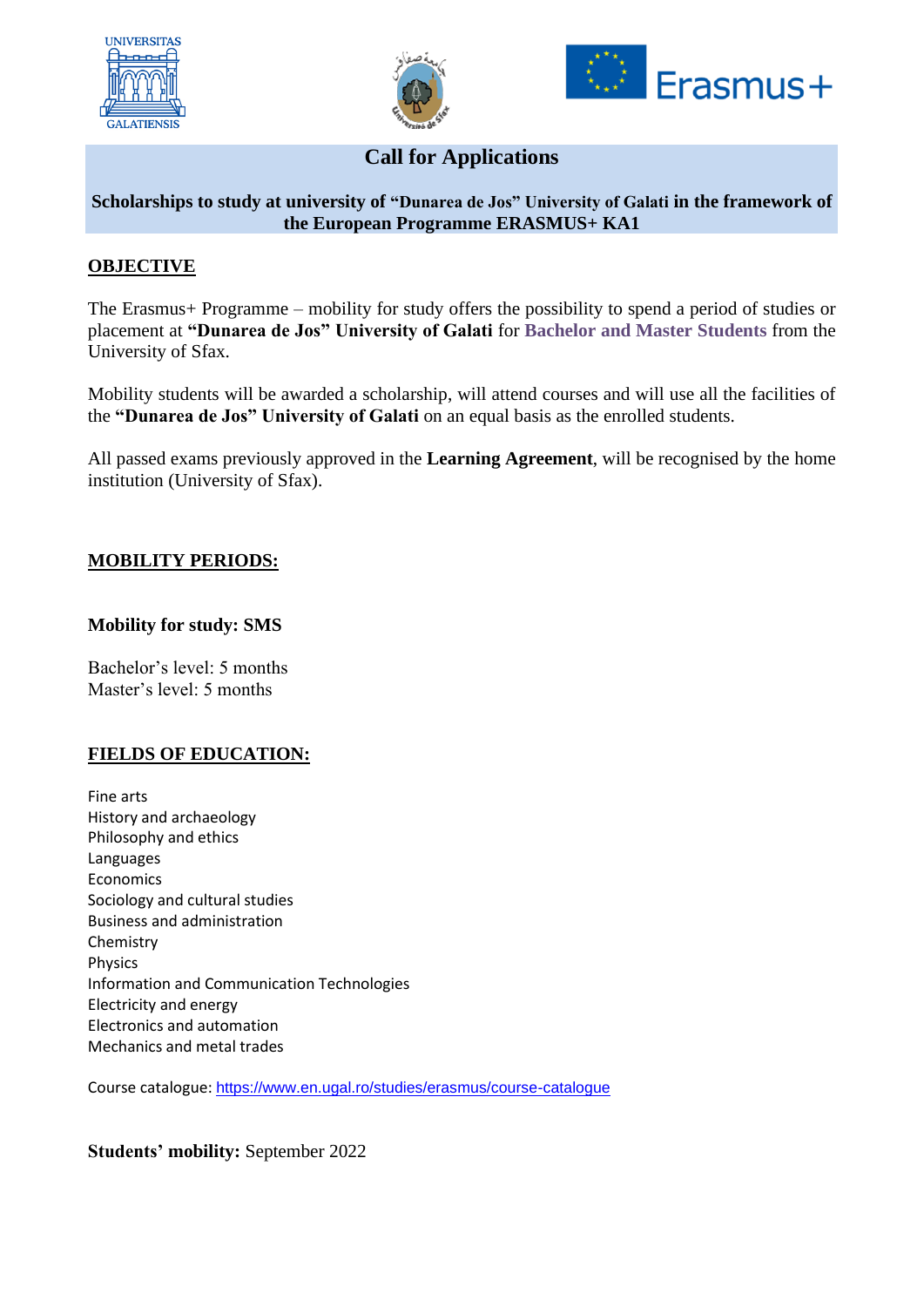# Call for Applications

**Scholarships to study at university of "Dunarea de Jos" University of Galati in the framework of the European Programme ERASMUS+ KA1**

## OBJECTIVE

The Erasmus+ Programme – mobility for study offers the possibility to spend a period of studies or placement at **"Dunarea de Jos" University of Galati** for **Bachelor and Master Students** from the University of Sfax.

Mobility students will be awarded a scholarship, will attend courses and will use all the facilities of the **"Dunarea de Jos" University of Galati** on an equal basis as the enrolled students.

All passed exams previously approved in the **Learning Agreement**, will be recognised by the home institution (University of Sfax).

## MOBILITY PERIODS:

**Mobility for study: SMS**

Bachelor's level: 5 months
Master's level: 5 months

## FIELDS OF EDUCATION:

Fine arts
History and archaeology
Philosophy and ethics
Languages
Economics
Sociology and cultural studies
Business and administration
Chemistry
Physics
Information and Communication Technologies
Electricity and energy
Electronics and automation
Mechanics and metal trades

Course catalogue: https://www.en.ugal.ro/studies/erasmus/course-catalogue

**Students' mobility:** September 2022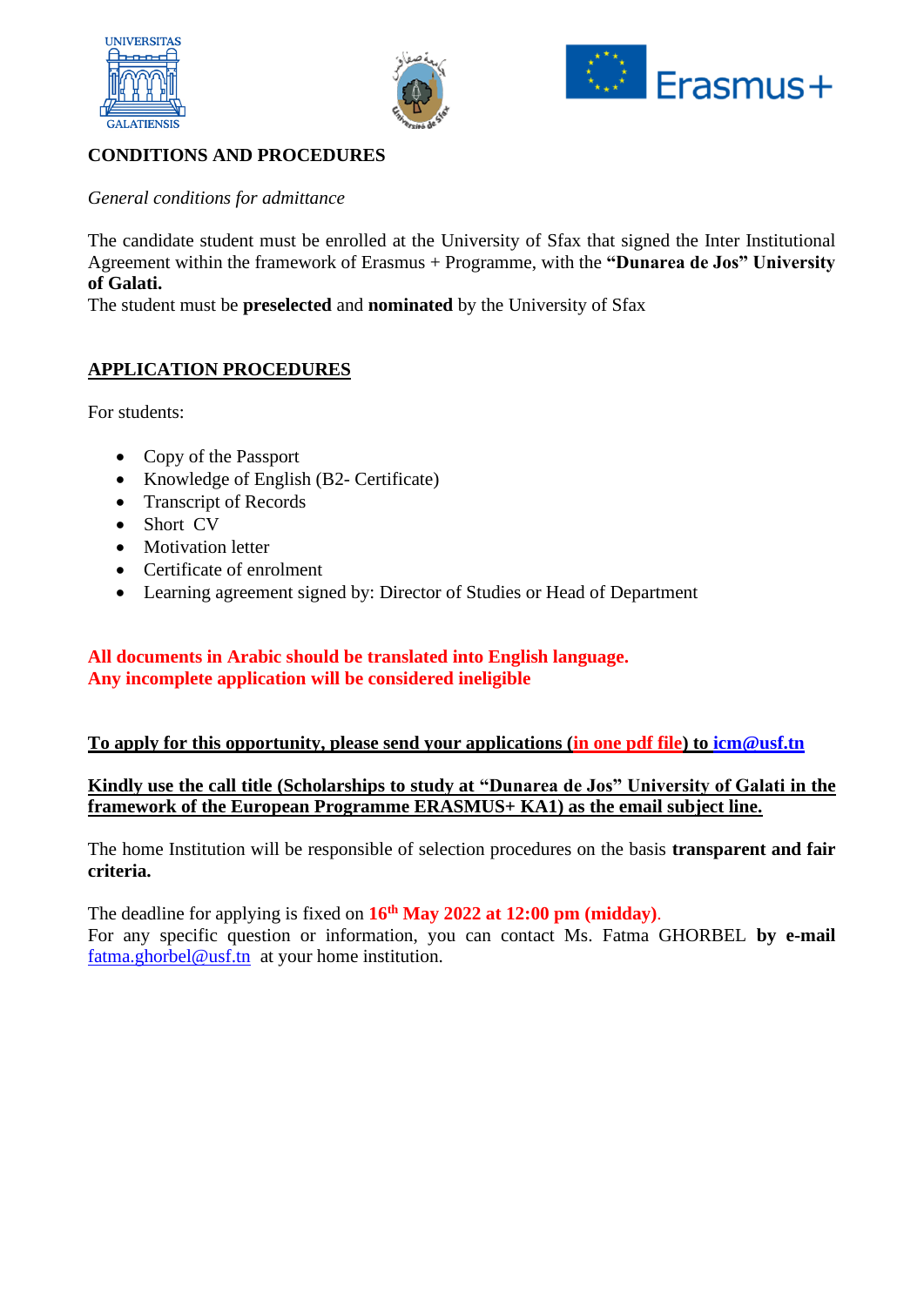**CONDITIONS AND PROCEDURES**

*General conditions for admittance*

The candidate student must be enrolled at the University of Sfax that signed the Inter Institutional Agreement within the framework of Erasmus + Programme, with the **"Dunarea de Jos" University of Galati.**
The student must be **preselected** and **nominated** by the University of Sfax

## APPLICATION PROCEDURES

For students:

- Copy of the Passport
- Knowledge of English (B2- Certificate)
- Transcript of Records
- Short CV
- Motivation letter
- Certificate of enrolment
- Learning agreement signed by: Director of Studies or Head of Department

**All documents in Arabic should be translated into English language.**
**Any incomplete application will be considered ineligible**

**To apply for this opportunity, please send your applications (in one pdf file) to icm@usf.tn**

**Kindly use the call title (Scholarships to study at "Dunarea de Jos" University of Galati in the framework of the European Programme ERASMUS+ KA1) as the email subject line.**

The home Institution will be responsible of selection procedures on the basis **transparent and fair criteria.**

The deadline for applying is fixed on **16th May 2022 at 12:00 pm (midday)**.
For any specific question or information, you can contact Ms. Fatma GHORBEL **by e-mail** fatma.ghorbel@usf.tn at your home institution.